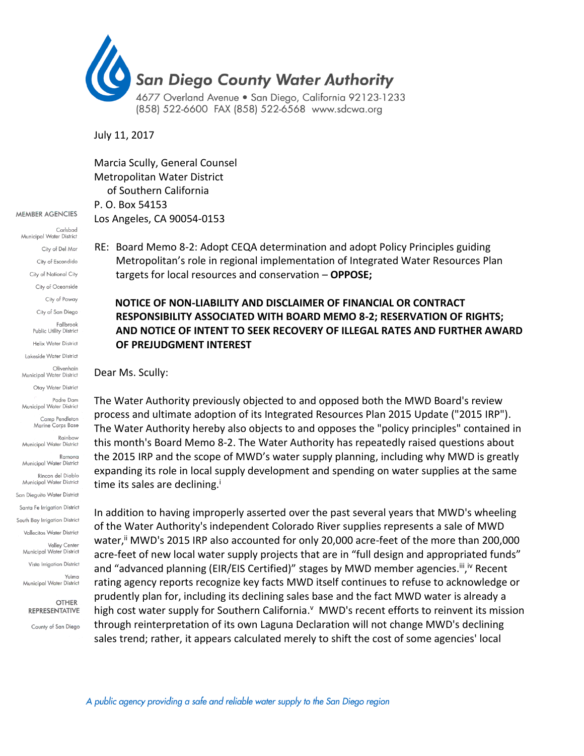# San Diego County Water Authority

4677 Overland Avenue • San Diego, California 92123-1233
(858) 522-6600 FAX (858) 522-6568 www.sdcwa.org

MEMBER AGENCIES

Carlsbad Municipal Water District
City of Del Mar
City of Escondido
City of National City
City of Oceanside
City of Poway
City of San Diego
Fallbrook Public Utility District
Helix Water District
Lakeside Water District
Olivenhain Municipal Water District
Otay Water District
Padre Dam Municipal Water District
Camp Pendleton Marine Corps Base
Rainbow Municipal Water District
Ramona Municipal Water District
Rincon del Diablo Municipal Water District
San Dieguito Water District
Santa Fe Irrigation District
South Bay Irrigation District
Vallecitos Water District
Valley Center Municipal Water District
Vista Irrigation District
Yuima Municipal Water District

OTHER REPRESENTATIVE

County of San Diego

July 11, 2017

Marcia Scully, General Counsel
Metropolitan Water District
of Southern California
P. O. Box 54153
Los Angeles, CA 90054-0153

RE: Board Memo 8-2: Adopt CEQA determination and adopt Policy Principles guiding Metropolitan's role in regional implementation of Integrated Water Resources Plan targets for local resources and conservation – **OPPOSE;**

**NOTICE OF NON-LIABILITY AND DISCLAIMER OF FINANCIAL OR CONTRACT RESPONSIBILITY ASSOCIATED WITH BOARD MEMO 8-2; RESERVATION OF RIGHTS; AND NOTICE OF INTENT TO SEEK RECOVERY OF ILLEGAL RATES AND FURTHER AWARD OF PREJUDGMENT INTEREST**

Dear Ms. Scully:

The Water Authority previously objected to and opposed both the MWD Board's review process and ultimate adoption of its Integrated Resources Plan 2015 Update ("2015 IRP"). The Water Authority hereby also objects to and opposes the "policy principles" contained in this month's Board Memo 8-2. The Water Authority has repeatedly raised questions about the 2015 IRP and the scope of MWD's water supply planning, including why MWD is greatly expanding its role in local supply development and spending on water supplies at the same time its sales are declining.[i]

In addition to having improperly asserted over the past several years that MWD's wheeling of the Water Authority's independent Colorado River supplies represents a sale of MWD water,[ii] MWD's 2015 IRP also accounted for only 20,000 acre-feet of the more than 200,000 acre-feet of new local water supply projects that are in "full design and appropriated funds" and "advanced planning (EIR/EIS Certified)" stages by MWD member agencies.[iii],[iv] Recent rating agency reports recognize key facts MWD itself continues to refuse to acknowledge or prudently plan for, including its declining sales base and the fact MWD water is already a high cost water supply for Southern California.[v] MWD's recent efforts to reinvent its mission through reinterpretation of its own Laguna Declaration will not change MWD's declining sales trend; rather, it appears calculated merely to shift the cost of some agencies' local

*A public agency providing a safe and reliable water supply to the San Diego region*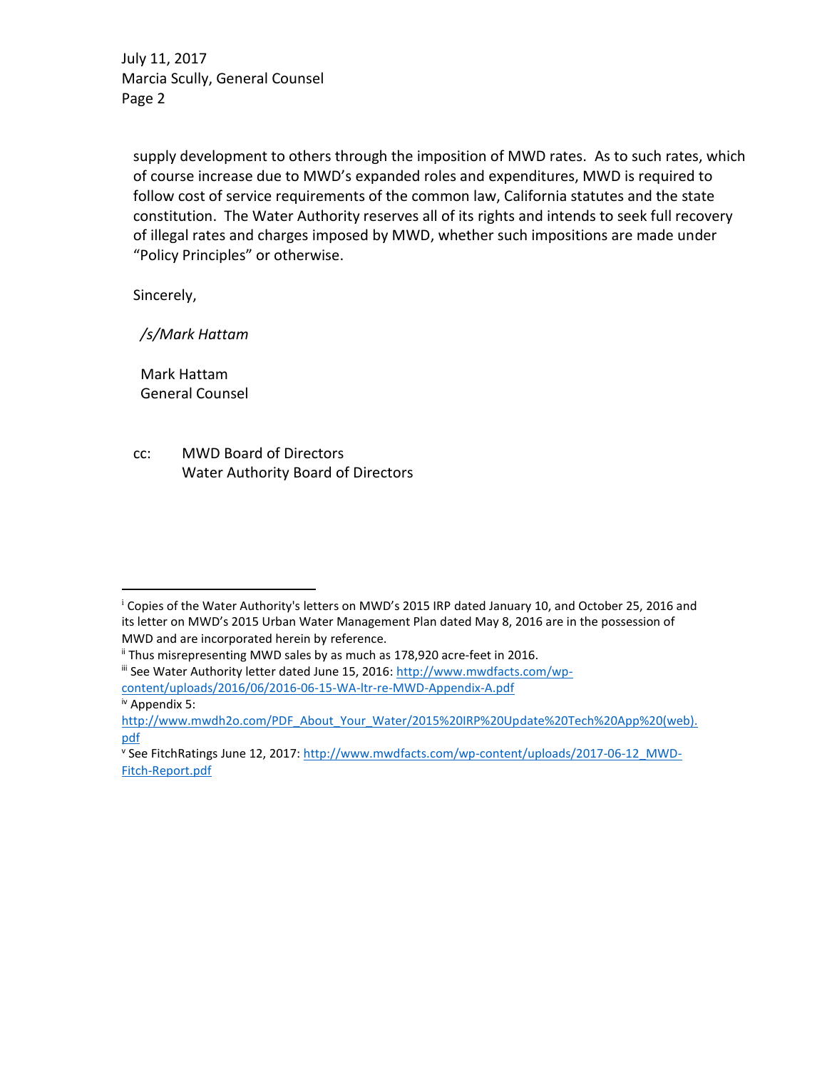supply development to others through the imposition of MWD rates. As to such rates, which of course increase due to MWD's expanded roles and expenditures, MWD is required to follow cost of service requirements of the common law, California statutes and the state constitution. The Water Authority reserves all of its rights and intends to seek full recovery of illegal rates and charges imposed by MWD, whether such impositions are made under "Policy Principles" or otherwise.

Sincerely,

*/s/Mark Hattam*

Mark Hattam
General Counsel

cc: MWD Board of Directors
Water Authority Board of Directors

---

[i] Copies of the Water Authority's letters on MWD's 2015 IRP dated January 10, and October 25, 2016 and its letter on MWD's 2015 Urban Water Management Plan dated May 8, 2016 are in the possession of MWD and are incorporated herein by reference.

[ii] Thus misrepresenting MWD sales by as much as 178,920 acre-feet in 2016.

[iii] See Water Authority letter dated June 15, 2016: http://www.mwdfacts.com/wp-content/uploads/2016/06/2016-06-15-WA-ltr-re-MWD-Appendix-A.pdf

[iv] Appendix 5: http://www.mwdh2o.com/PDF_About_Your_Water/2015%20IRP%20Update%20Tech%20App%20(web).pdf

[v] See FitchRatings June 12, 2017: http://www.mwdfacts.com/wp-content/uploads/2017-06-12_MWD-Fitch-Report.pdf